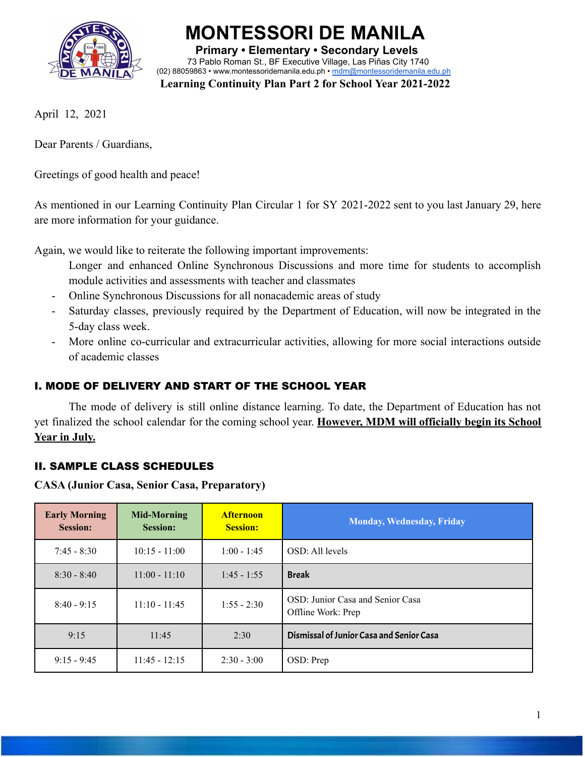# MONTESSORI DE MANILA

**Primary • Elementary • Secondary Levels**

73 Pablo Roman St., BF Executive Village, Las Piñas City 1740

(02) 88059863 • www.montessoridemanila.edu.ph • mdm@montessoridemanila.edu.ph

**Learning Continuity Plan Part 2 for School Year 2021-2022**

April 12, 2021

Dear Parents / Guardians,

Greetings of good health and peace!

As mentioned in our Learning Continuity Plan Circular 1 for SY 2021-2022 sent to you last January 29, here are more information for your guidance.

Again, we would like to reiterate the following important improvements:

- Longer and enhanced Online Synchronous Discussions and more time for students to accomplish module activities and assessments with teacher and classmates
- Online Synchronous Discussions for all nonacademic areas of study
- Saturday classes, previously required by the Department of Education, will now be integrated in the 5-day class week.
- More online co-curricular and extracurricular activities, allowing for more social interactions outside of academic classes

## I. MODE OF DELIVERY AND START OF THE SCHOOL YEAR

The mode of delivery is still online distance learning. To date, the Department of Education has not yet finalized the school calendar for the coming school year. **However, MDM will officially begin its School Year in July.**

## II. SAMPLE CLASS SCHEDULES

**CASA (Junior Casa, Senior Casa, Preparatory)**

| Early Morning Session: | Mid-Morning Session: | Afternoon Session: | Monday, Wednesday, Friday |
|---|---|---|---|
| 7:45 - 8:30 | 10:15 - 11:00 | 1:00 - 1:45 | OSD: All levels |
| 8:30 - 8:40 | 11:00 - 11:10 | 1:45 - 1:55 | **Break** |
| 8:40 - 9:15 | 11:10 - 11:45 | 1:55 - 2:30 | OSD: Junior Casa and Senior Casa<br>Offline Work: Prep |
| 9:15 | 11:45 | 2:30 | **Dismissal of Junior Casa and Senior Casa** |
| 9:15 - 9:45 | 11:45 - 12:15 | 2:30 - 3:00 | OSD: Prep |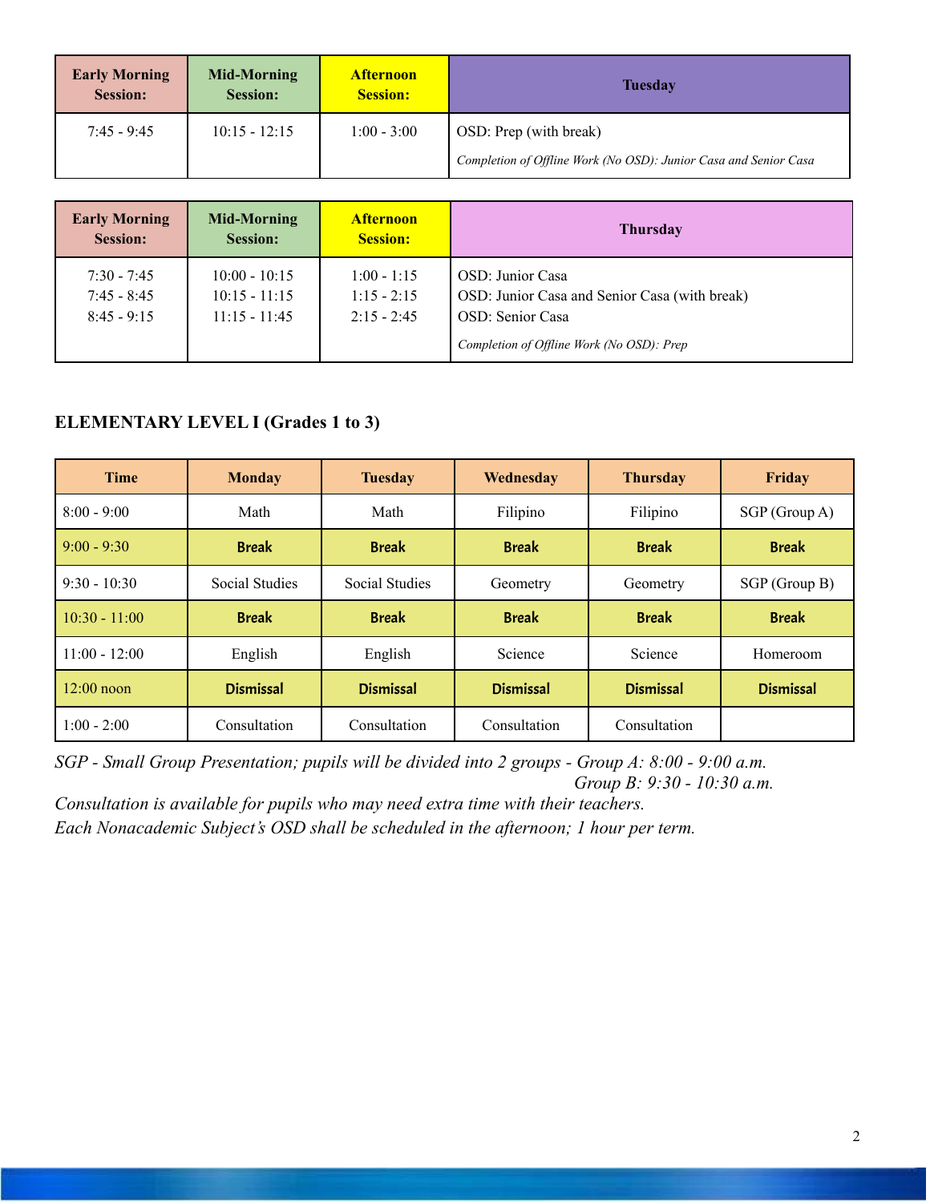| Early Morning Session: | Mid-Morning Session: | Afternoon Session: | Tuesday |
|---|---|---|---|
| 7:45 - 9:45 | 10:15 - 12:15 | 1:00 - 3:00 | OSD: Prep (with break)<br>*Completion of Offline Work (No OSD): Junior Casa and Senior Casa* |

| Early Morning Session: | Mid-Morning Session: | Afternoon Session: | Thursday |
|---|---|---|---|
| 7:30 - 7:45<br>7:45 - 8:45<br>8:45 - 9:15 | 10:00 - 10:15<br>10:15 - 11:15<br>11:15 - 11:45 | 1:00 - 1:15<br>1:15 - 2:15<br>2:15 - 2:45 | OSD: Junior Casa<br>OSD: Junior Casa and Senior Casa (with break)<br>OSD: Senior Casa<br>*Completion of Offline Work (No OSD): Prep* |

### ELEMENTARY LEVEL I (Grades 1 to 3)

| Time | Monday | Tuesday | Wednesday | Thursday | Friday |
|---|---|---|---|---|---|
| 8:00 - 9:00 | Math | Math | Filipino | Filipino | SGP (Group A) |
| 9:00 - 9:30 | **Break** | **Break** | **Break** | **Break** | **Break** |
| 9:30 - 10:30 | Social Studies | Social Studies | Geometry | Geometry | SGP (Group B) |
| 10:30 - 11:00 | **Break** | **Break** | **Break** | **Break** | **Break** |
| 11:00 - 12:00 | English | English | Science | Science | Homeroom |
| 12:00 noon | **Dismissal** | **Dismissal** | **Dismissal** | **Dismissal** | **Dismissal** |
| 1:00 - 2:00 | Consultation | Consultation | Consultation | Consultation | |

*SGP - Small Group Presentation; pupils will be divided into 2 groups - Group A: 8:00 - 9:00 a.m.*
*Group B: 9:30 - 10:30 a.m.*
*Consultation is available for pupils who may need extra time with their teachers.*
*Each Nonacademic Subject's OSD shall be scheduled in the afternoon; 1 hour per term.*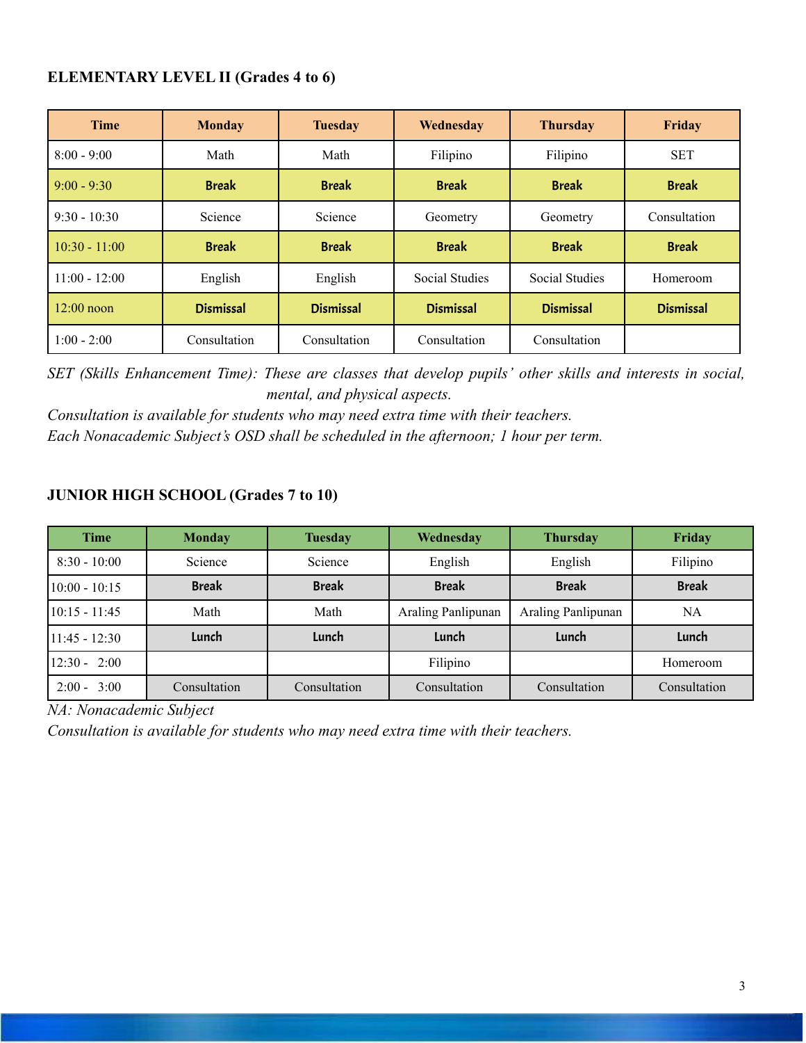**ELEMENTARY LEVEL II (Grades 4 to 6)**

| Time | Monday | Tuesday | Wednesday | Thursday | Friday |
|---|---|---|---|---|---|
| 8:00 - 9:00 | Math | Math | Filipino | Filipino | SET |
| 9:00 - 9:30 | **Break** | **Break** | **Break** | **Break** | **Break** |
| 9:30 - 10:30 | Science | Science | Geometry | Geometry | Consultation |
| 10:30 - 11:00 | **Break** | **Break** | **Break** | **Break** | **Break** |
| 11:00 - 12:00 | English | English | Social Studies | Social Studies | Homeroom |
| 12:00 noon | **Dismissal** | **Dismissal** | **Dismissal** | **Dismissal** | **Dismissal** |
| 1:00 - 2:00 | Consultation | Consultation | Consultation | Consultation | |

*SET (Skills Enhancement Time): These are classes that develop pupils' other skills and interests in social, mental, and physical aspects.*

*Consultation is available for students who may need extra time with their teachers.*

*Each Nonacademic Subject's OSD shall be scheduled in the afternoon; 1 hour per term.*

**JUNIOR HIGH SCHOOL (Grades 7 to 10)**

| Time | Monday | Tuesday | Wednesday | Thursday | Friday |
|---|---|---|---|---|---|
| 8:30 - 10:00 | Science | Science | English | English | Filipino |
| 10:00 - 10:15 | **Break** | **Break** | **Break** | **Break** | **Break** |
| 10:15 - 11:45 | Math | Math | Araling Panlipunan | Araling Panlipunan | NA |
| 11:45 - 12:30 | **Lunch** | **Lunch** | **Lunch** | **Lunch** | **Lunch** |
| 12:30 - 2:00 | | | Filipino | | Homeroom |
| 2:00 - 3:00 | Consultation | Consultation | Consultation | Consultation | Consultation |

*NA: Nonacademic Subject*

*Consultation is available for students who may need extra time with their teachers.*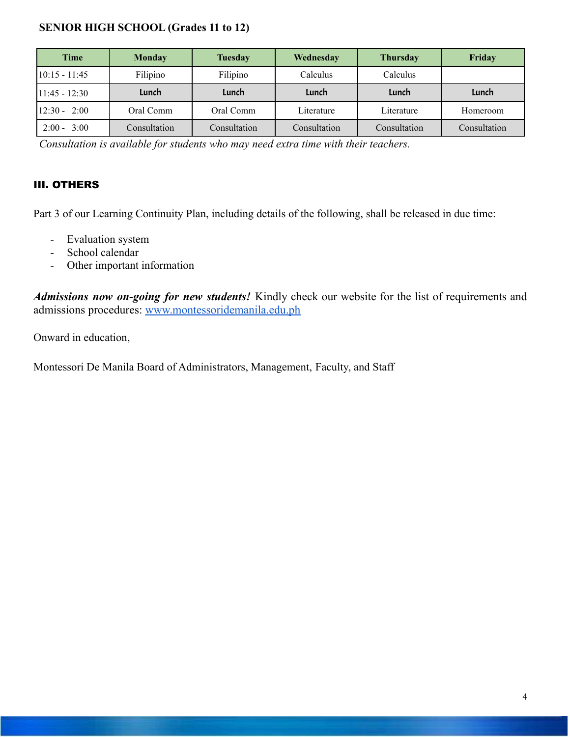**SENIOR HIGH SCHOOL (Grades 11 to 12)**

| Time | Monday | Tuesday | Wednesday | Thursday | Friday |
|---|---|---|---|---|---|
| 10:15 - 11:45 | Filipino | Filipino | Calculus | Calculus | |
| 11:45 - 12:30 | **Lunch** | **Lunch** | **Lunch** | **Lunch** | **Lunch** |
| 12:30 - 2:00 | Oral Comm | Oral Comm | Literature | Literature | Homeroom |
| 2:00 - 3:00 | Consultation | Consultation | Consultation | Consultation | Consultation |

*Consultation is available for students who may need extra time with their teachers.*

## III. OTHERS

Part 3 of our Learning Continuity Plan, including details of the following, shall be released in due time:

- Evaluation system
- School calendar
- Other important information

***Admissions now on-going for new students!*** Kindly check our website for the list of requirements and admissions procedures: www.montessoridemanila.edu.ph

Onward in education,

Montessori De Manila Board of Administrators, Management, Faculty, and Staff